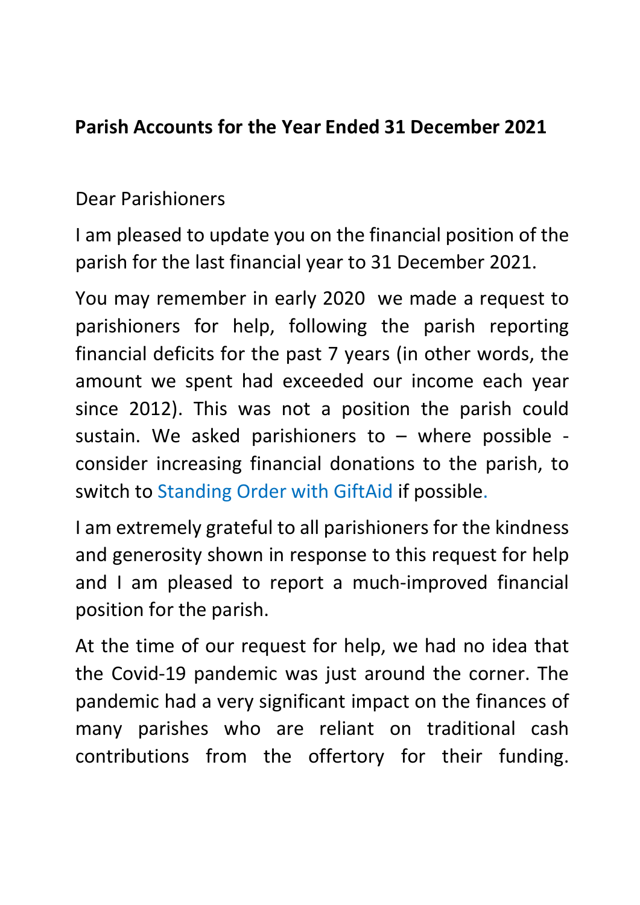**Parish Accounts for the Year Ended 31 December 2021**

Dear Parishioners

I am pleased to update you on the financial position of the parish for the last financial year to 31 December 2021.

You may remember in early 2020 we made a request to parishioners for help, following the parish reporting financial deficits for the past 7 years (in other words, the amount we spent had exceeded our income each year since 2012). This was not a position the parish could sustain. We asked parishioners to – where possible - consider increasing financial donations to the parish, to switch to Standing Order with GiftAid if possible.

I am extremely grateful to all parishioners for the kindness and generosity shown in response to this request for help and I am pleased to report a much-improved financial position for the parish.

At the time of our request for help, we had no idea that the Covid-19 pandemic was just around the corner. The pandemic had a very significant impact on the finances of many parishes who are reliant on traditional cash contributions from the offertory for their funding.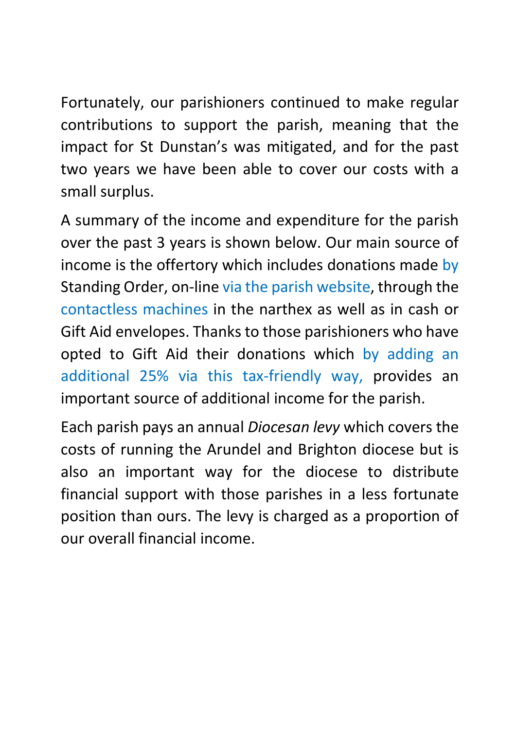Fortunately, our parishioners continued to make regular contributions to support the parish, meaning that the impact for St Dunstan's was mitigated, and for the past two years we have been able to cover our costs with a small surplus.

A summary of the income and expenditure for the parish over the past 3 years is shown below. Our main source of income is the offertory which includes donations made by Standing Order, on-line via the parish website, through the contactless machines in the narthex as well as in cash or Gift Aid envelopes. Thanks to those parishioners who have opted to Gift Aid their donations which by adding an additional 25% via this tax-friendly way, provides an important source of additional income for the parish.

Each parish pays an annual *Diocesan levy* which covers the costs of running the Arundel and Brighton diocese but is also an important way for the diocese to distribute financial support with those parishes in a less fortunate position than ours. The levy is charged as a proportion of our overall financial income.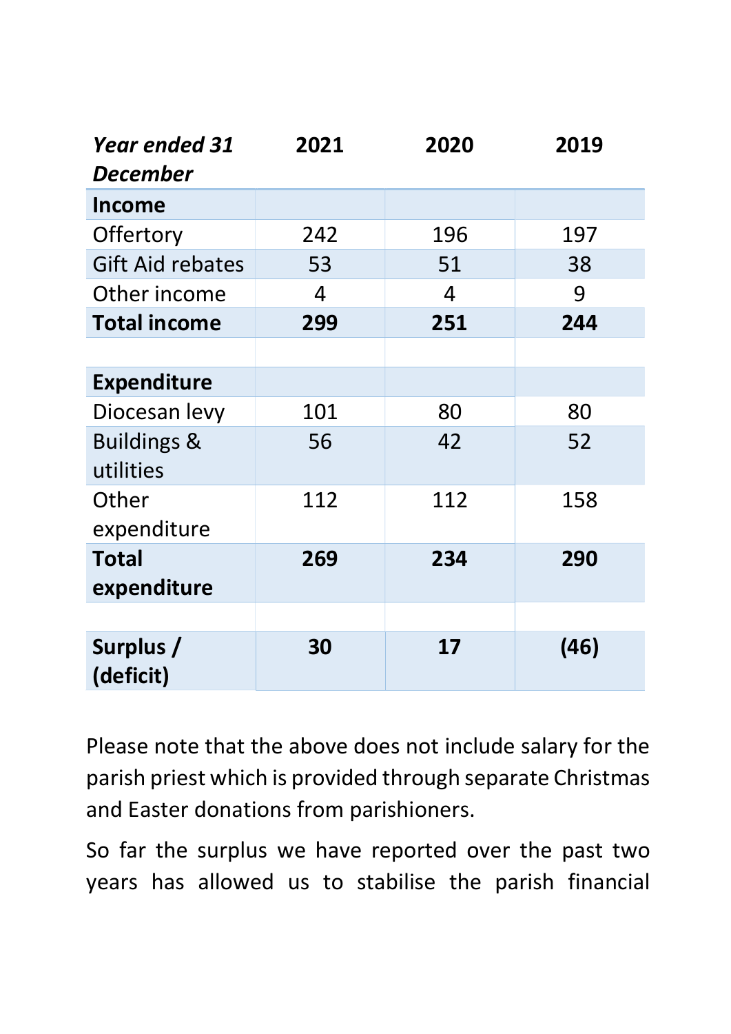| *Year ended 31 December* | 2021 | 2020 | 2019 |
|---|---|---|---|
| **Income** | | | |
| Offertory | 242 | 196 | 197 |
| Gift Aid rebates | 53 | 51 | 38 |
| Other income | 4 | 4 | 9 |
| **Total income** | **299** | **251** | **244** |
| | | | |
| **Expenditure** | | | |
| Diocesan levy | 101 | 80 | 80 |
| Buildings & utilities | 56 | 42 | 52 |
| Other expenditure | 112 | 112 | 158 |
| **Total expenditure** | **269** | **234** | **290** |
| | | | |
| **Surplus / (deficit)** | **30** | **17** | **(46)** |

Please note that the above does not include salary for the parish priest which is provided through separate Christmas and Easter donations from parishioners.

So far the surplus we have reported over the past two years has allowed us to stabilise the parish financial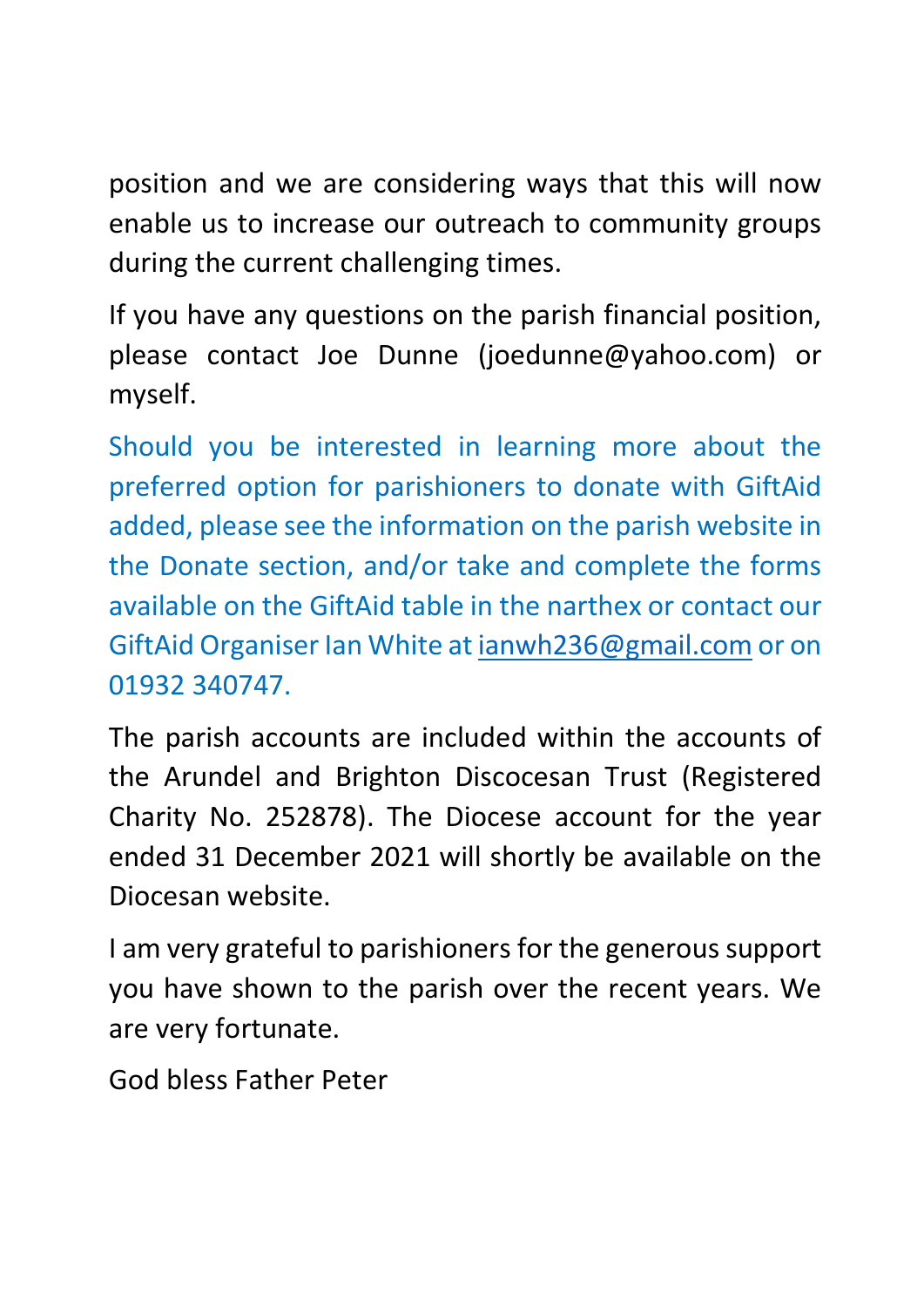position and we are considering ways that this will now enable us to increase our outreach to community groups during the current challenging times.

If you have any questions on the parish financial position, please contact Joe Dunne (joedunne@yahoo.com) or myself.

Should you be interested in learning more about the preferred option for parishioners to donate with GiftAid added, please see the information on the parish website in the Donate section, and/or take and complete the forms available on the GiftAid table in the narthex or contact our GiftAid Organiser Ian White at ianwh236@gmail.com or on 01932 340747.

The parish accounts are included within the accounts of the Arundel and Brighton Discocesan Trust (Registered Charity No. 252878). The Diocese account for the year ended 31 December 2021 will shortly be available on the Diocesan website.

I am very grateful to parishioners for the generous support you have shown to the parish over the recent years. We are very fortunate.

God bless Father Peter